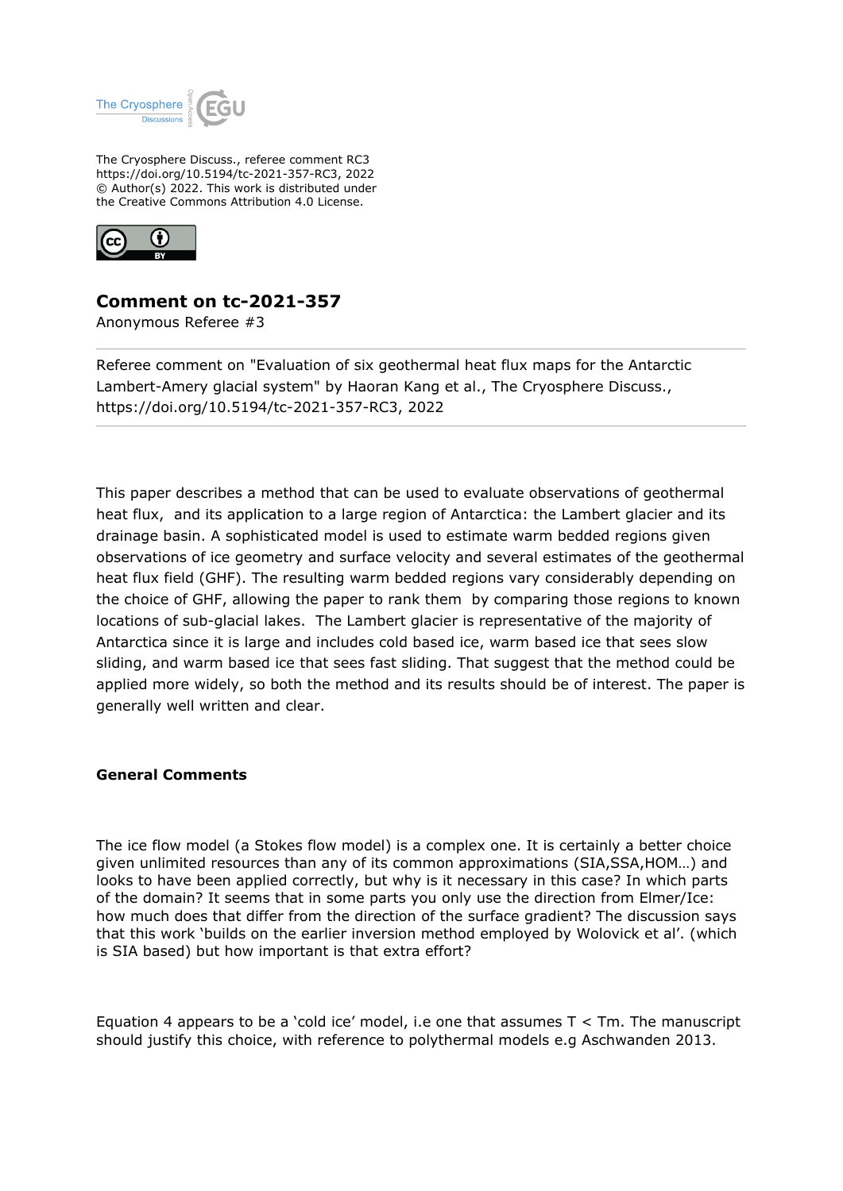The Cryosphere Discuss., referee comment RC3
https://doi.org/10.5194/tc-2021-357-RC3, 2022
© Author(s) 2022. This work is distributed under
the Creative Commons Attribution 4.0 License.

# Comment on tc-2021-357

Anonymous Referee #3

---

Referee comment on "Evaluation of six geothermal heat flux maps for the Antarctic Lambert-Amery glacial system" by Haoran Kang et al., The Cryosphere Discuss., https://doi.org/10.5194/tc-2021-357-RC3, 2022

---

This paper describes a method that can be used to evaluate observations of geothermal heat flux, and its application to a large region of Antarctica: the Lambert glacier and its drainage basin. A sophisticated model is used to estimate warm bedded regions given observations of ice geometry and surface velocity and several estimates of the geothermal heat flux field (GHF). The resulting warm bedded regions vary considerably depending on the choice of GHF, allowing the paper to rank them by comparing those regions to known locations of sub-glacial lakes. The Lambert glacier is representative of the majority of Antarctica since it is large and includes cold based ice, warm based ice that sees slow sliding, and warm based ice that sees fast sliding. That suggest that the method could be applied more widely, so both the method and its results should be of interest. The paper is generally well written and clear.

## General Comments

The ice flow model (a Stokes flow model) is a complex one. It is certainly a better choice given unlimited resources than any of its common approximations (SIA,SSA,HOM…) and looks to have been applied correctly, but why is it necessary in this case? In which parts of the domain? It seems that in some parts you only use the direction from Elmer/Ice: how much does that differ from the direction of the surface gradient? The discussion says that this work 'builds on the earlier inversion method employed by Wolovick et al'. (which is SIA based) but how important is that extra effort?

Equation 4 appears to be a 'cold ice' model, i.e one that assumes $T < T_m$. The manuscript should justify this choice, with reference to polythermal models e.g Aschwanden 2013.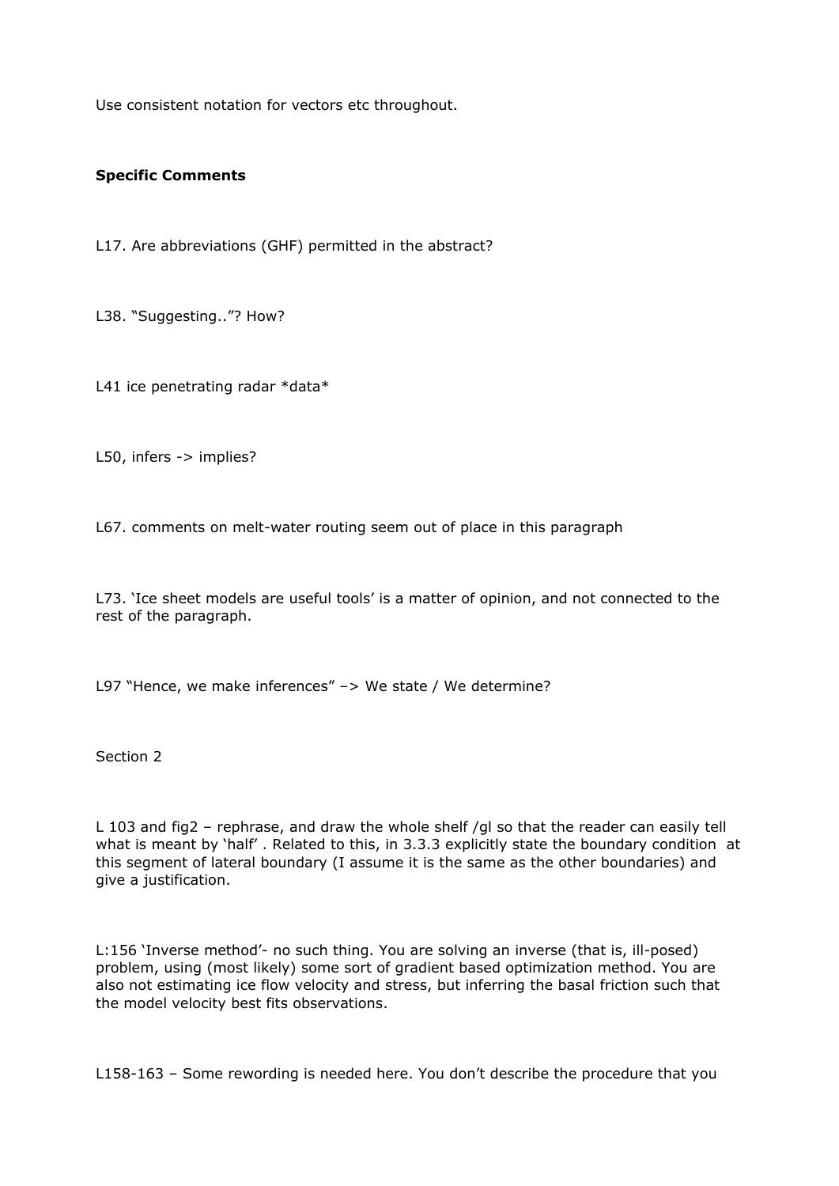Use consistent notation for vectors etc throughout.

**Specific Comments**

L17. Are abbreviations (GHF) permitted in the abstract?

L38. "Suggesting.."? How?

L41 ice penetrating radar *data*

L50, infers -> implies?

L67. comments on melt-water routing seem out of place in this paragraph

L73. 'Ice sheet models are useful tools' is a matter of opinion, and not connected to the rest of the paragraph.

L97 "Hence, we make inferences" –> We state / We determine?

Section 2

L 103 and fig2 – rephrase, and draw the whole shelf /gl so that the reader can easily tell what is meant by 'half' . Related to this, in 3.3.3 explicitly state the boundary condition at this segment of lateral boundary (I assume it is the same as the other boundaries) and give a justification.

L:156 'Inverse method'- no such thing. You are solving an inverse (that is, ill-posed) problem, using (most likely) some sort of gradient based optimization method. You are also not estimating ice flow velocity and stress, but inferring the basal friction such that the model velocity best fits observations.

L158-163 – Some rewording is needed here. You don't describe the procedure that you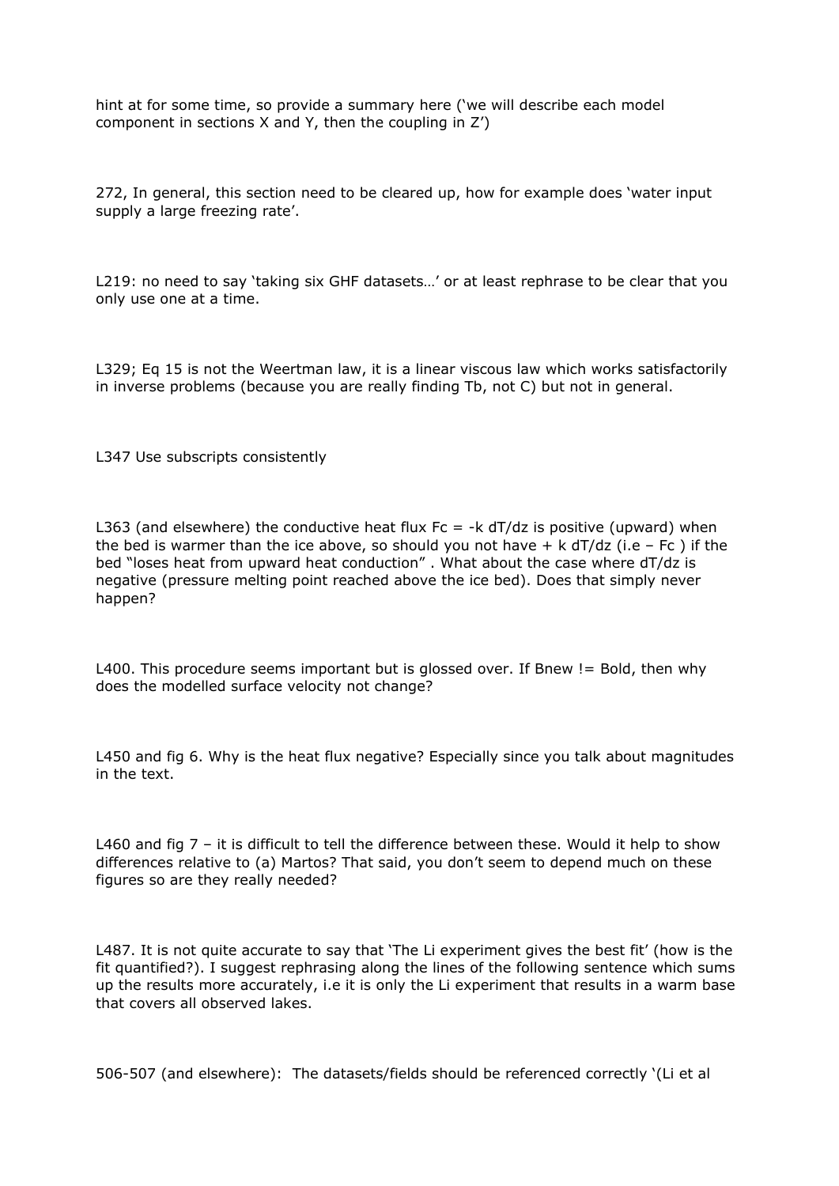hint at for some time, so provide a summary here ('we will describe each model component in sections X and Y, then the coupling in Z')

272, In general, this section need to be cleared up, how for example does 'water input supply a large freezing rate'.

L219: no need to say 'taking six GHF datasets…' or at least rephrase to be clear that you only use one at a time.

L329; Eq 15 is not the Weertman law, it is a linear viscous law which works satisfactorily in inverse problems (because you are really finding Tb, not C) but not in general.

L347 Use subscripts consistently

L363 (and elsewhere) the conductive heat flux $Fc = -k \, dT/dz$ is positive (upward) when the bed is warmer than the ice above, so should you not have $+ k \, dT/dz$ (i.e $- Fc$ ) if the bed "loses heat from upward heat conduction" . What about the case where $dT/dz$ is negative (pressure melting point reached above the ice bed). Does that simply never happen?

L400. This procedure seems important but is glossed over. If Bnew != Bold, then why does the modelled surface velocity not change?

L450 and fig 6. Why is the heat flux negative? Especially since you talk about magnitudes in the text.

L460 and fig 7 – it is difficult to tell the difference between these. Would it help to show differences relative to (a) Martos? That said, you don't seem to depend much on these figures so are they really needed?

L487. It is not quite accurate to say that 'The Li experiment gives the best fit' (how is the fit quantified?). I suggest rephrasing along the lines of the following sentence which sums up the results more accurately, i.e it is only the Li experiment that results in a warm base that covers all observed lakes.

506-507 (and elsewhere): The datasets/fields should be referenced correctly '(Li et al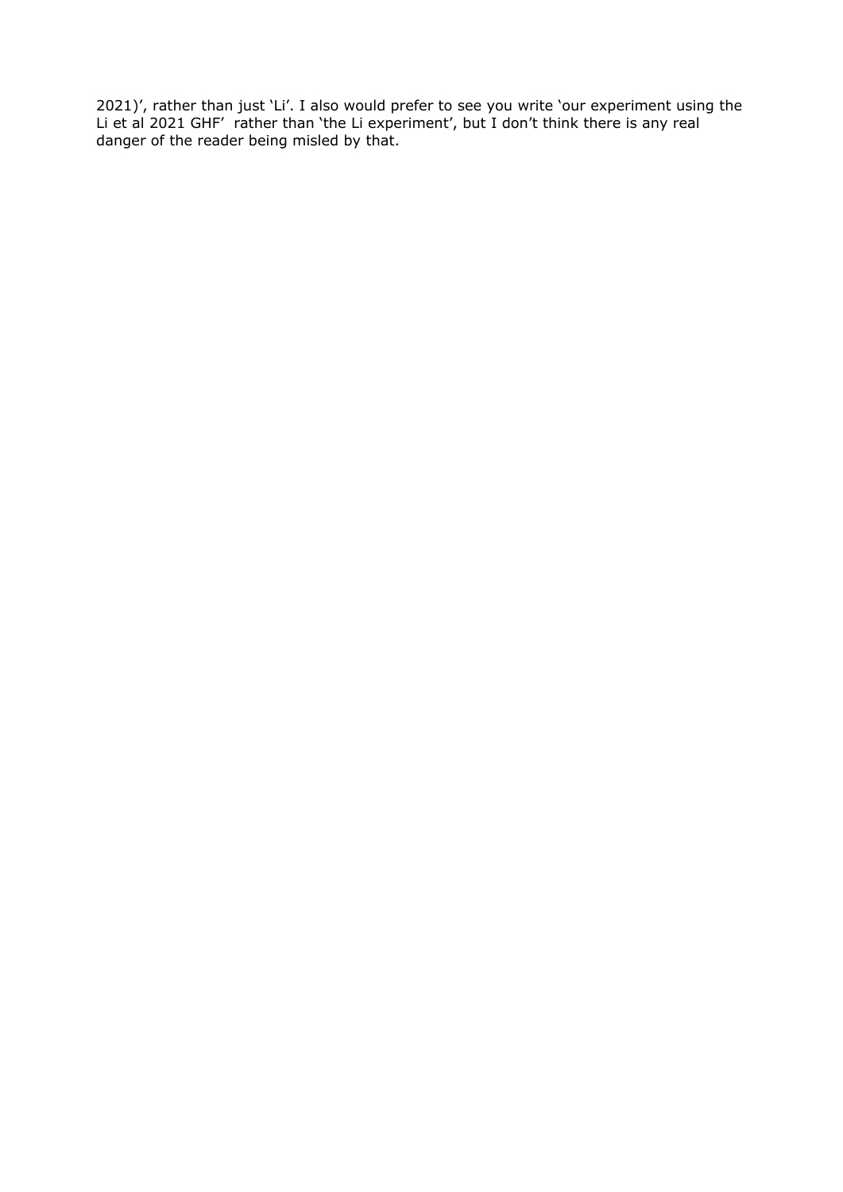2021)', rather than just 'Li'. I also would prefer to see you write 'our experiment using the Li et al 2021 GHF' rather than 'the Li experiment', but I don't think there is any real danger of the reader being misled by that.